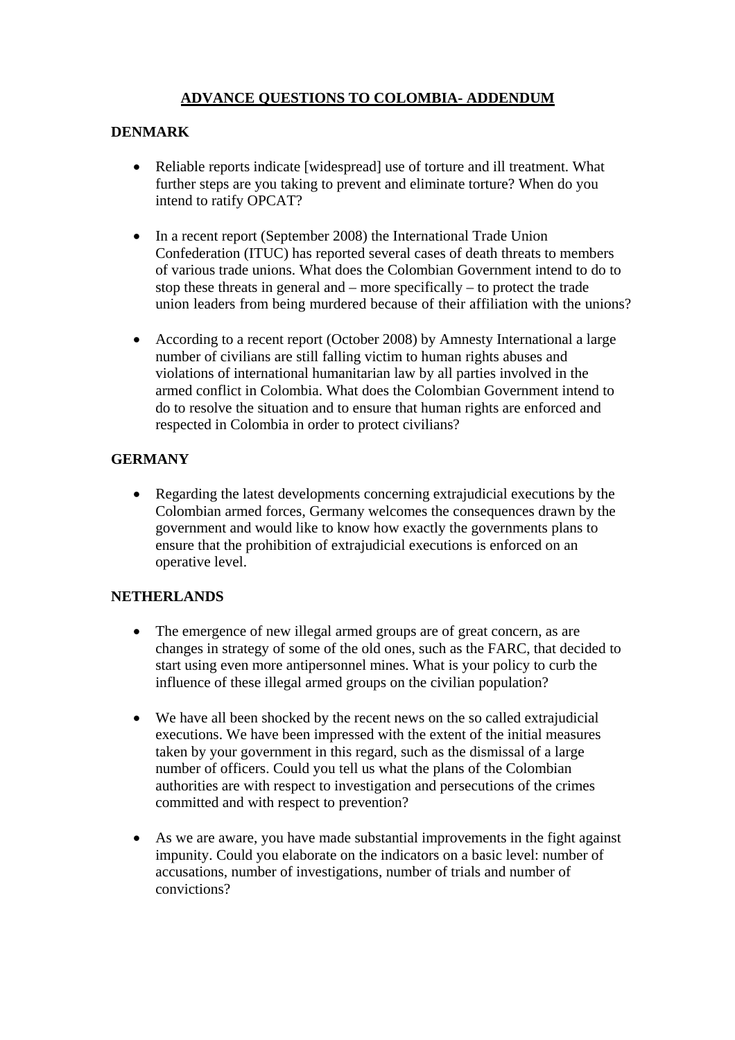# ADVANCE QUESTIONS TO COLOMBIA- ADDENDUM

## DENMARK

- Reliable reports indicate [widespread] use of torture and ill treatment. What further steps are you taking to prevent and eliminate torture? When do you intend to ratify OPCAT?

- In a recent report (September 2008) the International Trade Union Confederation (ITUC) has reported several cases of death threats to members of various trade unions. What does the Colombian Government intend to do to stop these threats in general and – more specifically – to protect the trade union leaders from being murdered because of their affiliation with the unions?

- According to a recent report (October 2008) by Amnesty International a large number of civilians are still falling victim to human rights abuses and violations of international humanitarian law by all parties involved in the armed conflict in Colombia. What does the Colombian Government intend to do to resolve the situation and to ensure that human rights are enforced and respected in Colombia in order to protect civilians?

## GERMANY

- Regarding the latest developments concerning extrajudicial executions by the Colombian armed forces, Germany welcomes the consequences drawn by the government and would like to know how exactly the governments plans to ensure that the prohibition of extrajudicial executions is enforced on an operative level.

## NETHERLANDS

- The emergence of new illegal armed groups are of great concern, as are changes in strategy of some of the old ones, such as the FARC, that decided to start using even more antipersonnel mines. What is your policy to curb the influence of these illegal armed groups on the civilian population?

- We have all been shocked by the recent news on the so called extrajudicial executions. We have been impressed with the extent of the initial measures taken by your government in this regard, such as the dismissal of a large number of officers. Could you tell us what the plans of the Colombian authorities are with respect to investigation and persecutions of the crimes committed and with respect to prevention?

- As we are aware, you have made substantial improvements in the fight against impunity. Could you elaborate on the indicators on a basic level: number of accusations, number of investigations, number of trials and number of convictions?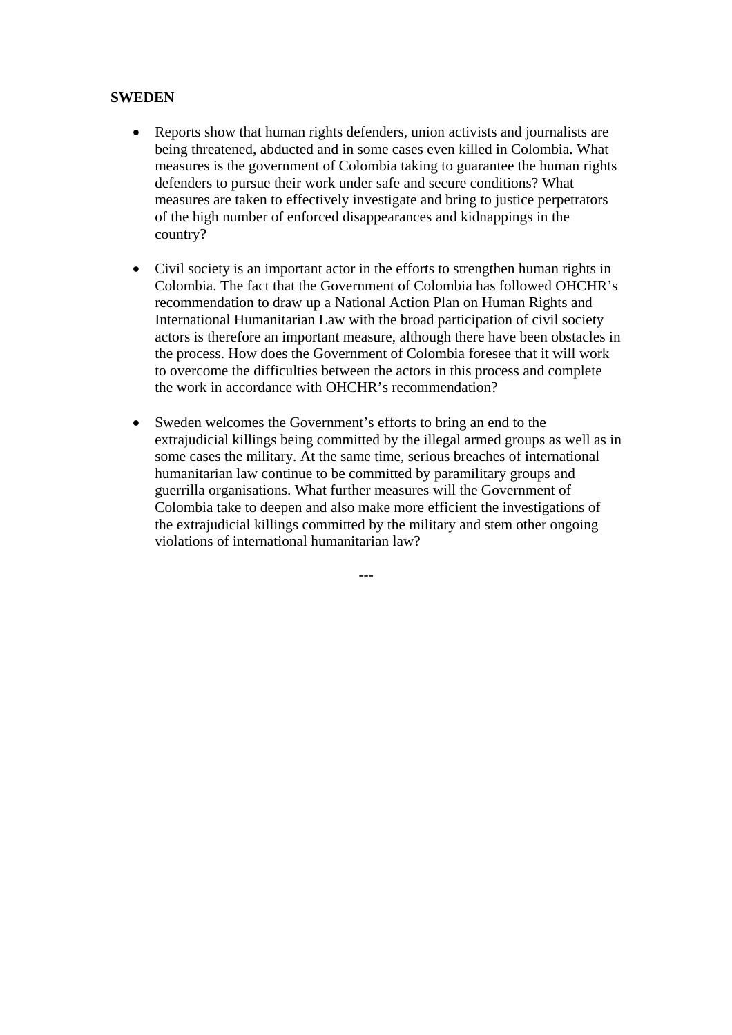**SWEDEN**

- Reports show that human rights defenders, union activists and journalists are being threatened, abducted and in some cases even killed in Colombia. What measures is the government of Colombia taking to guarantee the human rights defenders to pursue their work under safe and secure conditions? What measures are taken to effectively investigate and bring to justice perpetrators of the high number of enforced disappearances and kidnappings in the country?

- Civil society is an important actor in the efforts to strengthen human rights in Colombia. The fact that the Government of Colombia has followed OHCHR's recommendation to draw up a National Action Plan on Human Rights and International Humanitarian Law with the broad participation of civil society actors is therefore an important measure, although there have been obstacles in the process. How does the Government of Colombia foresee that it will work to overcome the difficulties between the actors in this process and complete the work in accordance with OHCHR's recommendation?

- Sweden welcomes the Government's efforts to bring an end to the extrajudicial killings being committed by the illegal armed groups as well as in some cases the military. At the same time, serious breaches of international humanitarian law continue to be committed by paramilitary groups and guerrilla organisations. What further measures will the Government of Colombia take to deepen and also make more efficient the investigations of the extrajudicial killings committed by the military and stem other ongoing violations of international humanitarian law?

---